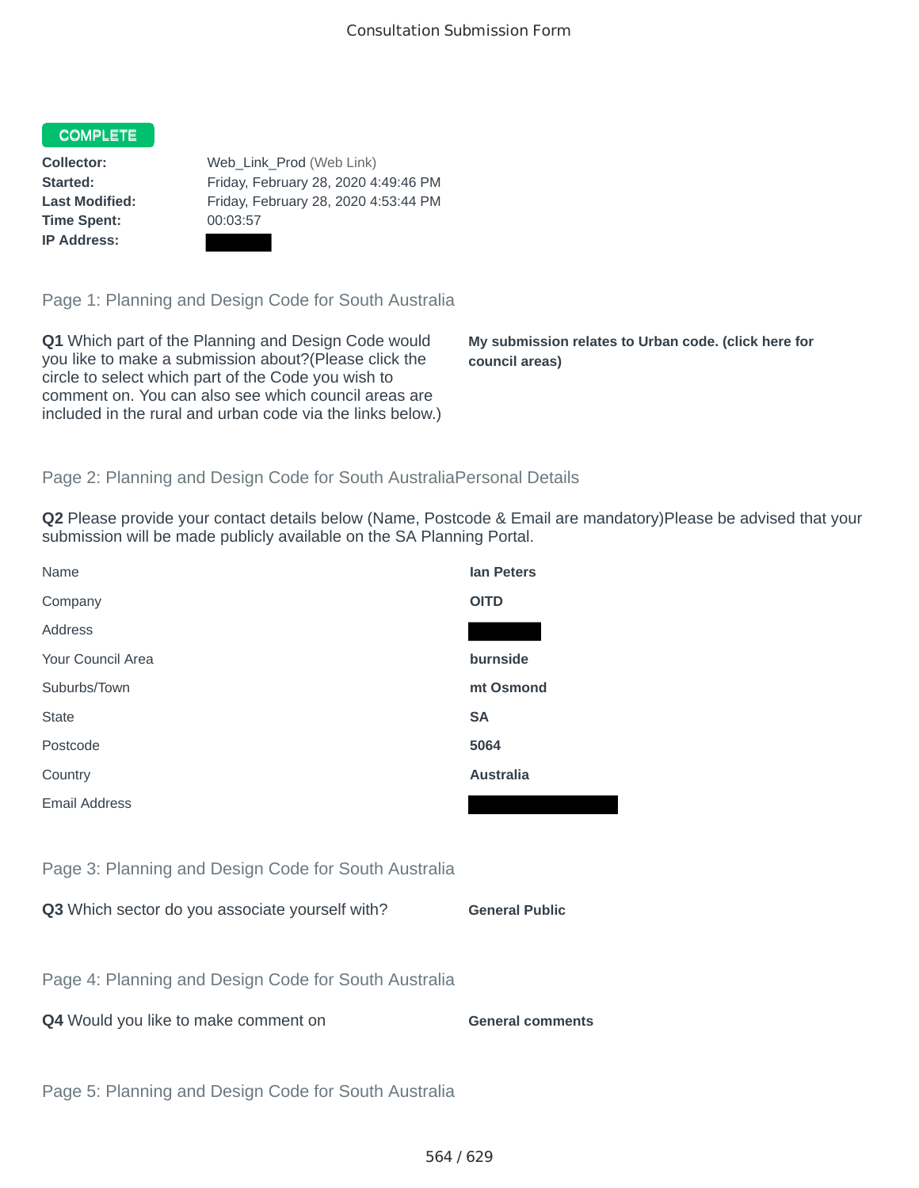Consultation Submission Form

**COMPLETE**

| | |
|---|---|
| **Collector:** | Web_Link_Prod (Web Link) |
| **Started:** | Friday, February 28, 2020 4:49:46 PM |
| **Last Modified:** | Friday, February 28, 2020 4:53:44 PM |
| **Time Spent:** | 00:03:57 |
| **IP Address:** | |

## Page 1: Planning and Design Code for South Australia

**Q1** Which part of the Planning and Design Code would you like to make a submission about?(Please click the circle to select which part of the Code you wish to comment on. You can also see which council areas are included in the rural and urban code via the links below.)

**My submission relates to Urban code. (click here for council areas)**

## Page 2: Planning and Design Code for South AustraliaPersonal Details

**Q2** Please provide your contact details below (Name, Postcode & Email are mandatory)Please be advised that your submission will be made publicly available on the SA Planning Portal.

| | |
|---|---|
| Name | **Ian Peters** |
| Company | **OITD** |
| Address | |
| Your Council Area | **burnside** |
| Suburbs/Town | **mt Osmond** |
| State | **SA** |
| Postcode | **5064** |
| Country | **Australia** |
| Email Address | |

## Page 3: Planning and Design Code for South Australia

**Q3** Which sector do you associate yourself with?

**General Public**

## Page 4: Planning and Design Code for South Australia

**Q4** Would you like to make comment on

**General comments**

## Page 5: Planning and Design Code for South Australia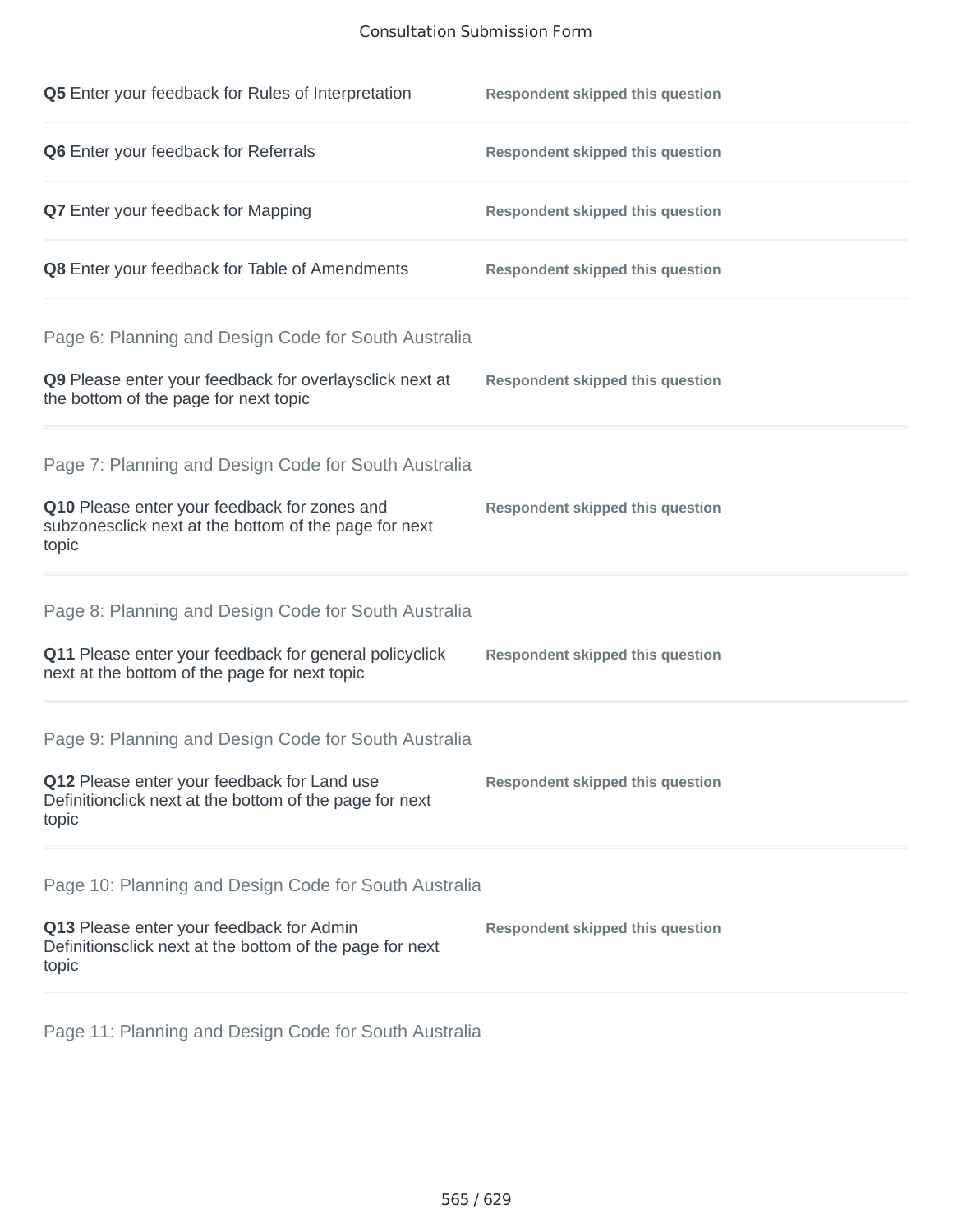**Q5** Enter your feedback for Rules of Interpretation — **Respondent skipped this question**

**Q6** Enter your feedback for Referrals — **Respondent skipped this question**

**Q7** Enter your feedback for Mapping — **Respondent skipped this question**

**Q8** Enter your feedback for Table of Amendments — **Respondent skipped this question**

## Page 6: Planning and Design Code for South Australia

**Q9** Please enter your feedback for overlaysclick next at the bottom of the page for next topic — **Respondent skipped this question**

## Page 7: Planning and Design Code for South Australia

**Q10** Please enter your feedback for zones and subzonesclick next at the bottom of the page for next topic — **Respondent skipped this question**

## Page 8: Planning and Design Code for South Australia

**Q11** Please enter your feedback for general policyclick next at the bottom of the page for next topic — **Respondent skipped this question**

## Page 9: Planning and Design Code for South Australia

**Q12** Please enter your feedback for Land use Definitionclick next at the bottom of the page for next topic — **Respondent skipped this question**

## Page 10: Planning and Design Code for South Australia

**Q13** Please enter your feedback for Admin Definitionsclick next at the bottom of the page for next topic — **Respondent skipped this question**

## Page 11: Planning and Design Code for South Australia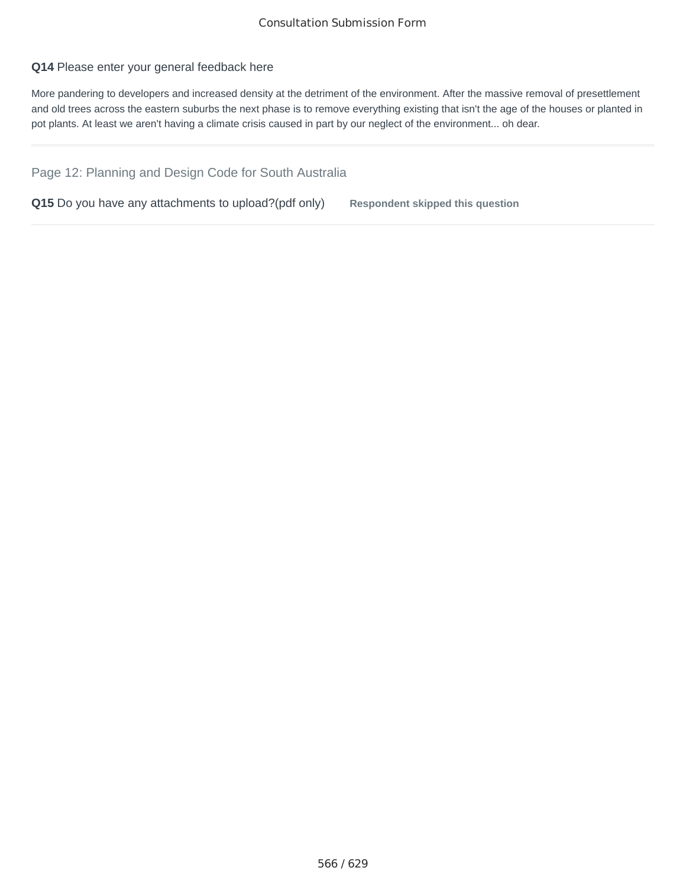**Q14** Please enter your general feedback here

More pandering to developers and increased density at the detriment of the environment. After the massive removal of presettlement and old trees across the eastern suburbs the next phase is to remove everything existing that isn't the age of the houses or planted in pot plants. At least we aren't having a climate crisis caused in part by our neglect of the environment... oh dear.

---

## Page 12: Planning and Design Code for South Australia

**Q15** Do you have any attachments to upload?(pdf only) **Respondent skipped this question**